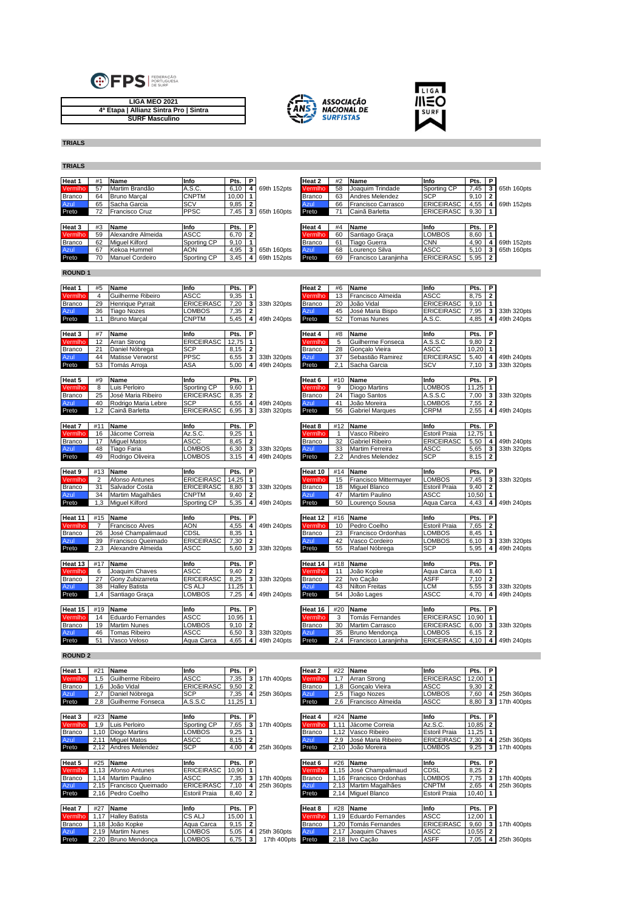FPS FEDERAÇÃO PORTUGUESA DE SURF

**LIGA MEO 2021**
**4ª Etapa | Allianz Sintra Pro | Sintra**
**SURF Masculino**

ASSOCIAÇÃO NACIONAL DE SURFISTAS

LIGA MEO SURF

## TRIALS

### TRIALS

| Heat 1 | #1 | Name | Info | Pts. | P | |
|---|---|---|---|---|---|---|
| Vermlho | 57 | Martim Brandão | A.S.C. | 6,10 | 4 | 69th 152pts |
| Branco | 64 | Bruno Marçal | CNPTM | 10,00 | 1 | |
| Azul | 65 | Sacha Garcia | SCV | 9,85 | 2 | |
| Preto | 72 | Francisco Cruz | PPSC | 7,45 | 3 | 65th 160pts |

| Heat 2 | #2 | Name | Info | Pts. | P | |
|---|---|---|---|---|---|---|
| Vermlho | 58 | Joaquim Trindade | Sporting CP | 7,45 | 3 | 65th 160pts |
| Branco | 63 | Andres Melendez | SCP | 9,10 | 2 | |
| Azul | 66 | Francisco Carrasco | ERICEIRASC | 4,55 | 4 | 69th 152pts |
| Preto | 71 | Cainã Barletta | ERICEIRASC | 9,30 | 1 | |

| Heat 3 | #3 | Name | Info | Pts. | P | |
|---|---|---|---|---|---|---|
| Vermlho | 59 | Alexandre Almeida | ASCC | 6,70 | 2 | |
| Branco | 62 | Miguel Kilford | Sporting CP | 9,10 | 1 | |
| Azul | 67 | Kekoa Hummel | AON | 4,95 | 3 | 65th 160pts |
| Preto | 70 | Manuel Cordeiro | Sporting CP | 3,45 | 4 | 69th 152pts |

| Heat 4 | #4 | Name | Info | Pts. | P | |
|---|---|---|---|---|---|---|
| Vermlho | 60 | Santiago Graça | LOMBOS | 8,60 | 1 | |
| Branco | 61 | Tiago Guerra | CNN | 4,90 | 4 | 69th 152pts |
| Azul | 68 | Lourenço Silva | ASCC | 5,10 | 3 | 65th 160pts |
| Preto | 69 | Francisco Laranjinha | ERICEIRASC | 5,95 | 2 | |

## ROUND 1

| Heat 1 | #5 | Name | Info | Pts. | P | |
|---|---|---|---|---|---|---|
| Vermlho | 4 | Guilherme Ribeiro | ASCC | 9,35 | 1 | |
| Branco | 29 | Henrique Pyrrait | ERICEIRASC | 7,20 | 3 | 33th 320pts |
| Azul | 36 | Tiago Nozes | LOMBOS | 7,35 | 2 | |
| Preto | 1,1 | Bruno Marçal | CNPTM | 5,45 | 4 | 49th 240pts |

| Heat 2 | #6 | Name | Info | Pts. | P | |
|---|---|---|---|---|---|---|
| Vermlho | 13 | Francisco Almeida | ASCC | 8,75 | 2 | |
| Branco | 20 | João Vidal | ERICEIRASC | 9,10 | 1 | |
| Azul | 45 | José Maria Bispo | ERICEIRASC | 7,95 | 3 | 33th 320pts |
| Preto | 52 | Tomas Nunes | A.S.C. | 4,85 | 4 | 49th 240pts |

| Heat 3 | #7 | Name | Info | Pts. | P | |
|---|---|---|---|---|---|---|
| Vermlho | 12 | Arran Strong | ERICEIRASC | 12,75 | 1 | |
| Branco | 21 | Daniel Nóbrega | SCP | 8,15 | 2 | |
| Azul | 44 | Matisse Verworst | PPSC | 6,55 | 3 | 33th 320pts |
| Preto | 53 | Tomás Arroja | ASA | 5,00 | 4 | 49th 240pts |

| Heat 4 | #8 | Name | Info | Pts. | P | |
|---|---|---|---|---|---|---|
| Vermlho | 5 | Guilherme Fonseca | A.S.S.C | 9,80 | 2 | |
| Branco | 28 | Gonçalo Vieira | ASCC | 10,20 | 1 | |
| Azul | 37 | Sebastião Ramirez | ERICEIRASC | 5,40 | 4 | 49th 240pts |
| Preto | 2,1 | Sacha Garcia | SCV | 7,10 | 3 | 33th 320pts |

| Heat 5 | #9 | Name | Info | Pts. | P | |
|---|---|---|---|---|---|---|
| Vermlho | 8 | Luis Perloiro | Sporting CP | 9,60 | 1 | |
| Branco | 25 | José Maria Ribeiro | ERICEIRASC | 8,35 | 2 | |
| Azul | 40 | Rodrigo Maria Lebre | SCP | 6,55 | 4 | 49th 240pts |
| Preto | 1,2 | Cainã Barletta | ERICEIRASC | 6,95 | 3 | 33th 320pts |

| Heat 6 | #10 | Name | Info | Pts. | P | |
|---|---|---|---|---|---|---|
| Vermlho | 9 | Diogo Martins | LOMBOS | 11,25 | 1 | |
| Branco | 24 | Tiago Santos | A.S.S.C | 7,00 | 3 | 33th 320pts |
| Azul | 41 | João Moreira | LOMBOS | 7,55 | 2 | |
| Preto | 56 | Gabriel Marques | CRPM | 2,55 | 4 | 49th 240pts |

| Heat 7 | #11 | Name | Info | Pts. | P | |
|---|---|---|---|---|---|---|
| Vermlho | 16 | Jácome Correia | Az.S.C. | 9,25 | 1 | |
| Branco | 17 | Miguel Matos | ASCC | 8,45 | 2 | |
| Azul | 48 | Tiago Faria | LOMBOS | 6,30 | 3 | 33th 320pts |
| Preto | 49 | Rodrigo Oliveira | LOMBOS | 3,15 | 4 | 49th 240pts |

| Heat 8 | #12 | Name | Info | Pts. | P | |
|---|---|---|---|---|---|---|
| Vermlho | 1 | Vasco Ribeiro | Estoril Praia | 12,75 | 1 | |
| Branco | 32 | Gabriel Ribeiro | ERICEIRASC | 5,50 | 4 | 49th 240pts |
| Azul | 33 | Martim Ferreira | ASCC | 5,65 | 3 | 33th 320pts |
| Preto | 2,2 | Andres Melendez | SCP | 8,15 | 2 | |

| Heat 9 | #13 | Name | Info | Pts. | P | |
|---|---|---|---|---|---|---|
| Vermlho | 2 | Afonso Antunes | ERICEIRASC | 14,25 | 1 | |
| Branco | 31 | Salvador Costa | ERICEIRASC | 8,80 | 3 | 33th 320pts |
| Azul | 34 | Martim Magalhães | CNPTM | 9,40 | 2 | |
| Preto | 1,3 | Miguel Kilford | Sporting CP | 5,35 | 4 | 49th 240pts |

| Heat 10 | #14 | Name | Info | Pts. | P | |
|---|---|---|---|---|---|---|
| Vermlho | 15 | Francisco Mittermayer | LOMBOS | 7,45 | 3 | 33th 320pts |
| Branco | 18 | Miguel Blanco | Estoril Praia | 9,40 | 2 | |
| Azul | 47 | Martim Paulino | ASCC | 10,50 | 1 | |
| Preto | 50 | Lourenço Sousa | Aqua Carca | 4,43 | 4 | 49th 240pts |

| Heat 11 | #15 | Name | Info | Pts. | P | |
|---|---|---|---|---|---|---|
| Vermlho | 7 | Francisco Alves | AON | 4,55 | 4 | 49th 240pts |
| Branco | 26 | José Champalimaud | CDSL | 8,35 | 1 | |
| Azul | 39 | Francisco Queimado | ERICEIRASC | 7,30 | 2 | |
| Preto | 2,3 | Alexandre Almeida | ASCC | 5,60 | 3 | 33th 320pts |

| Heat 12 | #16 | Name | Info | Pts. | P | |
|---|---|---|---|---|---|---|
| Vermlho | 10 | Pedro Coelho | Estoril Praia | 7,65 | 2 | |
| Branco | 23 | Francisco Ordonhas | LOMBOS | 8,45 | 1 | |
| Azul | 42 | Vasco Cordeiro | LOMBOS | 6,10 | 3 | 33th 320pts |
| Preto | 55 | Rafael Nóbrega | SCP | 5,95 | 4 | 49th 240pts |

| Heat 13 | #17 | Name | Info | Pts. | P | |
|---|---|---|---|---|---|---|
| Vermlho | 6 | Joaquim Chaves | ASCC | 9,40 | 2 | |
| Branco | 27 | Gony Zubizarreta | ERICEIRASC | 8,25 | 3 | 33th 320pts |
| Azul | 38 | Halley Batista | CS ALJ | 11,25 | 1 | |
| Preto | 1,4 | Santiago Graça | LOMBOS | 7,25 | 4 | 49th 240pts |

| Heat 14 | #18 | Name | Info | Pts. | P | |
|---|---|---|---|---|---|---|
| Vermlho | 11 | João Kopke | Aqua Carca | 8,40 | 1 | |
| Branco | 22 | Ivo Cação | ASFF | 7,10 | 2 | |
| Azul | 43 | Nilton Freitas | LCM | 5,55 | 3 | 33th 320pts |
| Preto | 54 | João Lages | ASCC | 4,70 | 4 | 49th 240pts |

| Heat 15 | #19 | Name | Info | Pts. | P | |
|---|---|---|---|---|---|---|
| Vermlho | 14 | Eduardo Fernandes | ASCC | 10,95 | 1 | |
| Branco | 19 | Martim Nunes | LOMBOS | 9,10 | 2 | |
| Azul | 46 | Tomas Ribeiro | ASCC | 6,50 | 3 | 33th 320pts |
| Preto | 51 | Vasco Veloso | Aqua Carca | 4,65 | 4 | 49th 240pts |

| Heat 16 | #20 | Name | Info | Pts. | P | |
|---|---|---|---|---|---|---|
| Vermlho | 3 | Tomás Fernandes | ERICEIRASC | 10,90 | 1 | |
| Branco | 30 | Martim Carrasco | ERICEIRASC | 6,00 | 3 | 33th 320pts |
| Azul | 35 | Bruno Mendonça | LOMBOS | 6,15 | 2 | |
| Preto | 2,4 | Francisco Laranjinha | ERICEIRASC | 4,10 | 4 | 49th 240pts |

## ROUND 2

| Heat 1 | #21 | Name | Info | Pts. | P | |
|---|---|---|---|---|---|---|
| Vermlho | 1,5 | Guilherme Ribeiro | ASCC | 7,35 | 3 | 17th 400pts |
| Branco | 1,6 | João Vidal | ERICEIRASC | 9,50 | 2 | |
| Azul | 2,7 | Daniel Nóbrega | SCP | 7,35 | 4 | 25th 360pts |
| Preto | 2,8 | Guilherme Fonseca | A.S.S.C | 11,25 | 1 | |

| Heat 2 | #22 | Name | Info | Pts. | P | |
|---|---|---|---|---|---|---|
| Vermlho | 1,7 | Arran Strong | ERICEIRASC | 12,00 | 1 | |
| Branco | 1,8 | Gonçalo Vieira | ASCC | 9,30 | 2 | |
| Azul | 2,5 | Tiago Nozes | LOMBOS | 7,60 | 4 | 25th 360pts |
| Preto | 2,6 | Francisco Almeida | ASCC | 8,80 | 3 | 17th 400pts |

| Heat 3 | #23 | Name | Info | Pts. | P | |
|---|---|---|---|---|---|---|
| Vermlho | 1,9 | Luis Perloiro | Sporting CP | 7,65 | 3 | 17th 400pts |
| Branco | 1,10 | Diogo Martins | LOMBOS | 9,25 | 1 | |
| Azul | 2,11 | Miguel Matos | ASCC | 8,15 | 2 | |
| Preto | 2,12 | Andres Melendez | SCP | 4,00 | 4 | 25th 360pts |

| Heat 4 | #24 | Name | Info | Pts. | P | |
|---|---|---|---|---|---|---|
| Vermlho | 1,11 | Jácome Correia | Az.S.C. | 10,85 | 2 | |
| Branco | 1,12 | Vasco Ribeiro | Estoril Praia | 11,25 | 1 | |
| Azul | 2,9 | José Maria Ribeiro | ERICEIRASC | 7,30 | 4 | 25th 360pts |
| Preto | 2,10 | João Moreira | LOMBOS | 9,25 | 3 | 17th 400pts |

| Heat 5 | #25 | Name | Info | Pts. | P | |
|---|---|---|---|---|---|---|
| Vermlho | 1,13 | Afonso Antunes | ERICEIRASC | 10,90 | 1 | |
| Branco | 1,14 | Martim Paulino | ASCC | 7,35 | 3 | 17th 400pts |
| Azul | 2,15 | Francisco Queimado | ERICEIRASC | 7,10 | 4 | 25th 360pts |
| Preto | 2,16 | Pedro Coelho | Estoril Praia | 8,40 | 2 | |

| Heat 6 | #26 | Name | Info | Pts. | P | |
|---|---|---|---|---|---|---|
| Vermlho | 1,15 | José Champalimaud | CDSL | 8,25 | 2 | |
| Branco | 1,16 | Francisco Ordonhas | LOMBOS | 7,75 | 3 | 17th 400pts |
| Azul | 2,13 | Martim Magalhães | CNPTM | 2,65 | 4 | 25th 360pts |
| Preto | 2,14 | Miguel Blanco | Estoril Praia | 10,40 | 1 | |

| Heat 7 | #27 | Name | Info | Pts. | P | |
|---|---|---|---|---|---|---|
| Vermlho | 1,17 | Halley Batista | CS ALJ | 15,00 | 1 | |
| Branco | 1,18 | João Kopke | Aqua Carca | 9,15 | 2 | |
| Azul | 2,19 | Martim Nunes | LOMBOS | 5,05 | 4 | 25th 360pts |
| Preto | 2,20 | Bruno Mendonça | LOMBOS | 6,75 | 3 | 17th 400pts |

| Heat 8 | #28 | Name | Info | Pts. | P | |
|---|---|---|---|---|---|---|
| Vermlho | 1,19 | Eduardo Fernandes | ASCC | 12,00 | 1 | |
| Branco | 1,20 | Tomás Fernandes | ERICEIRASC | 9,60 | 3 | 17th 400pts |
| Azul | 2,17 | Joaquim Chaves | ASCC | 10,55 | 2 | |
| Preto | 2,18 | Ivo Cação | ASFF | 7,05 | 4 | 25th 360pts |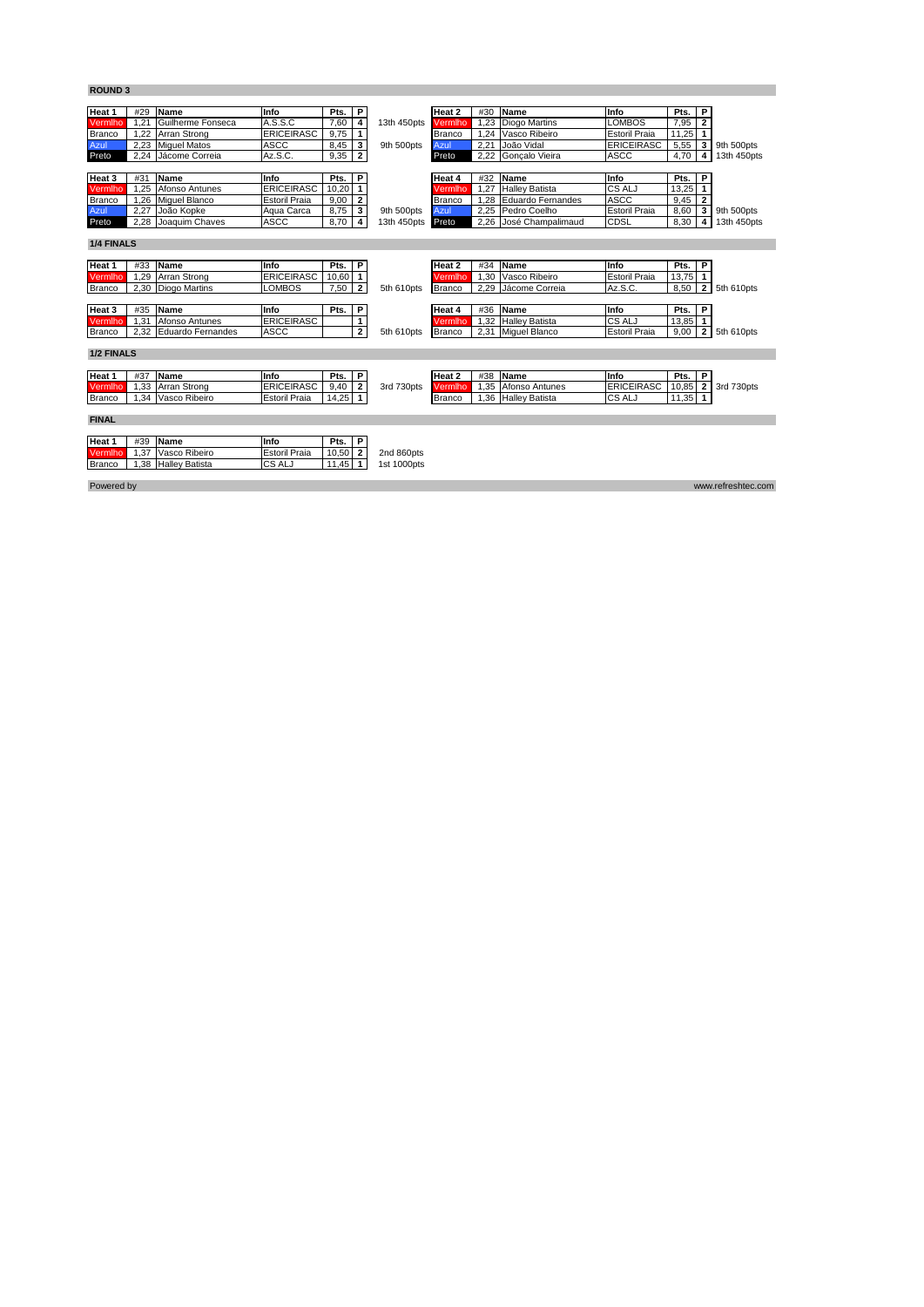## ROUND 3

| Heat 1 | #29 | Name | Info | Pts. | P | |
|---|---|---|---|---|---|---|
| Vermlho | 1,21 | Guilherme Fonseca | A.S.S.C | 7,60 | 4 | 13th 450pts |
| Branco | 1,22 | Arran Strong | ERICEIRASC | 9,75 | 1 | |
| Azul | 2,23 | Miguel Matos | ASCC | 8,45 | 3 | 9th 500pts |
| Preto | 2,24 | Jácome Correia | Az.S.C. | 9,35 | 2 | |

| Heat 2 | #30 | Name | Info | Pts. | P | |
|---|---|---|---|---|---|---|
| Vermlho | 1,23 | Diogo Martins | LOMBOS | 7,95 | 2 | |
| Branco | 1,24 | Vasco Ribeiro | Estoril Praia | 11,25 | 1 | |
| Azul | 2,21 | João Vidal | ERICEIRASC | 5,55 | 3 | 9th 500pts |
| Preto | 2,22 | Gonçalo Vieira | ASCC | 4,70 | 4 | 13th 450pts |

| Heat 3 | #31 | Name | Info | Pts. | P | |
|---|---|---|---|---|---|---|
| Vermlho | 1,25 | Afonso Antunes | ERICEIRASC | 10,20 | 1 | |
| Branco | 1,26 | Miguel Blanco | Estoril Praia | 9,00 | 2 | |
| Azul | 2,27 | João Kopke | Aqua Carca | 8,75 | 3 | 9th 500pts |
| Preto | 2,28 | Joaquim Chaves | ASCC | 8,70 | 4 | 13th 450pts |

| Heat 4 | #32 | Name | Info | Pts. | P | |
|---|---|---|---|---|---|---|
| Vermlho | 1,27 | Halley Batista | CS ALJ | 13,25 | 1 | |
| Branco | 1,28 | Eduardo Fernandes | ASCC | 9,45 | 2 | |
| Azul | 2,25 | Pedro Coelho | Estoril Praia | 8,60 | 3 | 9th 500pts |
| Preto | 2,26 | José Champalimaud | CDSL | 8,30 | 4 | 13th 450pts |

## 1/4 FINALS

| Heat 1 | #33 | Name | Info | Pts. | P | |
|---|---|---|---|---|---|---|
| Vermlho | 1,29 | Arran Strong | ERICEIRASC | 10,60 | 1 | |
| Branco | 2,30 | Diogo Martins | LOMBOS | 7,50 | 2 | 5th 610pts |

| Heat 2 | #34 | Name | Info | Pts. | P | |
|---|---|---|---|---|---|---|
| Vermlho | 1,30 | Vasco Ribeiro | Estoril Praia | 13,75 | 1 | |
| Branco | 2,29 | Jácome Correia | Az.S.C. | 8,50 | 2 | 5th 610pts |

| Heat 3 | #35 | Name | Info | Pts. | P | |
|---|---|---|---|---|---|---|
| Vermlho | 1,31 | Afonso Antunes | ERICEIRASC | | 1 | |
| Branco | 2,32 | Eduardo Fernandes | ASCC | | 2 | 5th 610pts |

| Heat 4 | #36 | Name | Info | Pts. | P | |
|---|---|---|---|---|---|---|
| Vermlho | 1,32 | Halley Batista | CS ALJ | 13,85 | 1 | |
| Branco | 2,31 | Miguel Blanco | Estoril Praia | 9,00 | 2 | 5th 610pts |

## 1/2 FINALS

| Heat 1 | #37 | Name | Info | Pts. | P | |
|---|---|---|---|---|---|---|
| Vermlho | 1,33 | Arran Strong | ERICEIRASC | 9,40 | 2 | 3rd 730pts |
| Branco | 1,34 | Vasco Ribeiro | Estoril Praia | 14,25 | 1 | |

| Heat 2 | #38 | Name | Info | Pts. | P | |
|---|---|---|---|---|---|---|
| Vermlho | 1,35 | Afonso Antunes | ERICEIRASC | 10,85 | 2 | 3rd 730pts |
| Branco | 1,36 | Halley Batista | CS ALJ | 11,35 | 1 | |

## FINAL

| Heat 1 | #39 | Name | Info | Pts. | P | |
|---|---|---|---|---|---|---|
| Vermlho | 1,37 | Vasco Ribeiro | Estoril Praia | 10,50 | 2 | 2nd 860pts |
| Branco | 1,38 | Halley Batista | CS ALJ | 11,45 | 1 | 1st 1000pts |

Powered by www.refreshtec.com